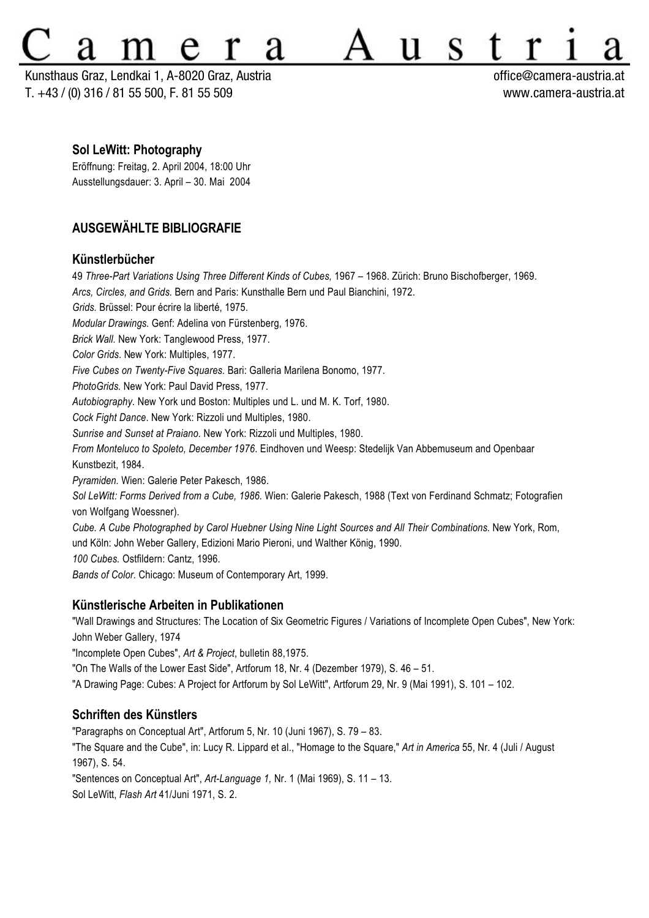# Camera Austria

Kunsthaus Graz, Lendkai 1, A-8020 Graz, Austria
T. +43 / (0) 316 / 81 55 500, F. 81 55 509

office@camera-austria.at
www.camera-austria.at

## Sol LeWitt: Photography

Eröffnung: Freitag, 2. April 2004, 18:00 Uhr
Ausstellungsdauer: 3. April – 30. Mai 2004

## AUSGEWÄHLTE BIBLIOGRAFIE

### Künstlerbücher

49 *Three-Part Variations Using Three Different Kinds of Cubes,* 1967 – 1968. Zürich: Bruno Bischofberger, 1969.
*Arcs, Circles, and Grids.* Bern and Paris: Kunsthalle Bern und Paul Bianchini, 1972.
*Grids.* Brüssel: Pour écrire la liberté, 1975.
*Modular Drawings.* Genf: Adelina von Fürstenberg, 1976.
*Brick Wall.* New York: Tanglewood Press, 1977.
*Color Grids.* New York: Multiples, 1977.
*Five Cubes on Twenty-Five Squares.* Bari: Galleria Marilena Bonomo, 1977.
*PhotoGrids.* New York: Paul David Press, 1977.
*Autobiography*. New York und Boston: Multiples und L. und M. K. Torf, 1980.
*Cock Fight Dance*. New York: Rizzoli und Multiples, 1980.
*Sunrise and Sunset at Praiano.* New York: Rizzoli und Multiples, 1980.
*From Monteluco to Spoleto, December 1976*. Eindhoven und Weesp: Stedelijk Van Abbemuseum and Openbaar Kunstbezit, 1984.
*Pyramiden.* Wien: Galerie Peter Pakesch, 1986.
*Sol LeWitt: Forms Derived from a Cube, 1986.* Wien: Galerie Pakesch, 1988 (Text von Ferdinand Schmatz; Fotografien von Wolfgang Woessner).
*Cube. A Cube Photographed by Carol Huebner Using Nine Light Sources and All Their Combinations.* New York, Rom, und Köln: John Weber Gallery, Edizioni Mario Pieroni, und Walther König, 1990.
*100 Cubes.* Ostfildern: Cantz, 1996.
*Bands of Color.* Chicago: Museum of Contemporary Art, 1999.

### Künstlerische Arbeiten in Publikationen

"Wall Drawings and Structures: The Location of Six Geometric Figures / Variations of Incomplete Open Cubes", New York: John Weber Gallery, 1974
"Incomplete Open Cubes", *Art & Project*, bulletin 88,1975.
"On The Walls of the Lower East Side", Artforum 18, Nr. 4 (Dezember 1979), S. 46 – 51.
"A Drawing Page: Cubes: A Project for Artforum by Sol LeWitt", Artforum 29, Nr. 9 (Mai 1991), S. 101 – 102.

### Schriften des Künstlers

"Paragraphs on Conceptual Art", Artforum 5, Nr. 10 (Juni 1967), S. 79 – 83.
"The Square and the Cube", in: Lucy R. Lippard et al., "Homage to the Square," *Art in America* 55, Nr. 4 (Juli / August 1967), S. 54.
"Sentences on Conceptual Art", *Art-Language 1,* Nr. 1 (Mai 1969), S. 11 – 13.
Sol LeWitt, *Flash Art* 41/Juni 1971, S. 2.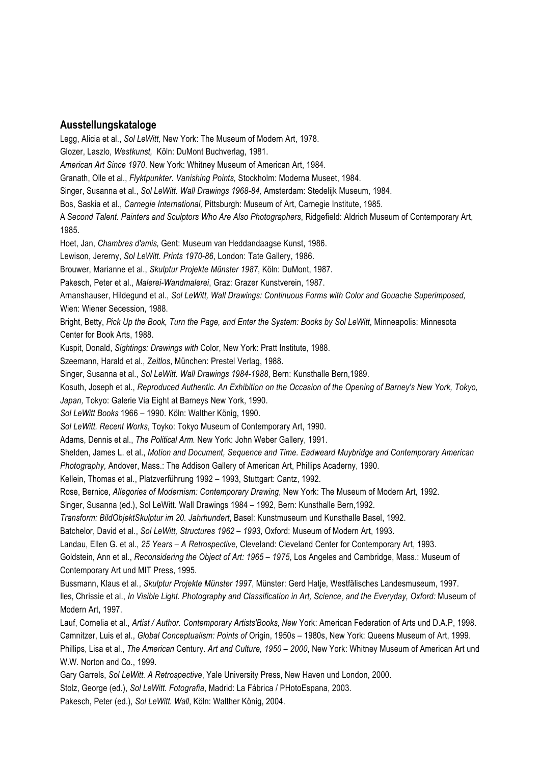## Ausstellungskataloge

Legg, Alicia et al., *Sol LeWitt,* New York: The Museum of Modern Art, 1978.

Glozer, Laszlo, *Westkunst,* Köln: DuMont Buchverlag, 1981.

*American Art Since 1970*. New York: Whitney Museum of American Art, 1984.

Granath, Olle et al., *Flyktpunkter. Vanishing Points,* Stockholm: Moderna Museet, 1984.

Singer, Susanna et al., *Sol LeWitt. Wall Drawings 1968-84,* Amsterdam: Stedelijk Museum, 1984.

Bos, Saskia et al., *Carnegie International,* Pittsburgh: Museum of Art, Carnegie Institute, 1985.

A *Second Talent. Painters and Sculptors Who Are Also Photographers*, Ridgefield: Aldrich Museum of Contemporary Art, 1985.

Hoet, Jan, *Chambres d'amis,* Gent: Museum van Heddandaagse Kunst, 1986.

Lewison, Jererny, *Sol LeWitt. Prints 1970-86*, London: Tate Gallery, 1986.

Brouwer, Marianne et al., *Skulptur Projekte Münster 1987*, Köln: DuMont, 1987.

Pakesch, Peter et al., *Malerei-Wandmalerei*, Graz: Grazer Kunstverein, 1987.

Arnanshauser, Hildegund et al., *Sol LeWitt, Wall Drawings: Continuous Forms with Color and Gouache Superimposed,* Wien: Wiener Secession, 1988.

Bright, Betty, *Pick Up the Book, Turn the Page, and Enter the System: Books by Sol LeWitt*, Minneapolis: Minnesota Center for Book Arts, 1988.

Kuspit, Donald, *Sightings: Drawings with* Color, New York: Pratt Institute, 1988.

Szeemann, Harald et al., *Zeitlos*, München: Prestel Verlag, 1988.

Singer, Susanna et al., *Sol LeWitt. Wall Drawings 1984-1988*, Bern: Kunsthalle Bern,1989.

Kosuth, Joseph et al., *Reproduced Authentic. An Exhibition on the Occasion of the Opening of Barney's New York, Tokyo, Japan,* Tokyo: Galerie Via Eight at Barneys New York, 1990.

*Sol LeWitt Books* 1966 – 1990. Köln: Walther König, 1990.

*Sol LeWitt. Recent Works*, Toyko: Tokyo Museum of Contemporary Art, 1990.

Adams, Dennis et al., *The Political Arm.* New York: John Weber Gallery, 1991.

Shelden, James L. et al., *Motion and Document, Sequence and Time. Eadweard Muybridge and Contemporary American Photography,* Andover, Mass.: The Addison Gallery of American Art, Phillips Acaderny, 1990.

Kellein, Thomas et al., Platzverführung 1992 – 1993, Stuttgart: Cantz, 1992.

Rose, Bernice, *Allegories of Modernism: Contemporary Drawing*, New York: The Museum of Modern Art, 1992.

Singer, Susanna (ed.), Sol LeWitt. Wall Drawings 1984 – 1992, Bern: Kunsthalle Bern,1992.

*Transform: BildObjektSkulptur im 20. Jahrhundert*, Basel: Kunstmuseurn und Kunsthalle Basel, 1992.

Batchelor, David et al., *Sol LeWitt, Structures 1962 – 1993*, Oxford: Museum of Modern Art, 1993.

Landau, Ellen G. et al., *25 Years – A Retrospective,* Cleveland: Cleveland Center for Contemporary Art, 1993.

Goldstein, Ann et al., *Reconsidering the Object of Art: 1965 – 1975*, Los Angeles and Cambridge, Mass.: Museum of Contemporary Art und MIT Press, 1995.

Bussmann, Klaus et al., *Skulptur Projekte Münster 1997*, Münster: Gerd Hatje, Westfälisches Landesmuseum, 1997.

Iles, Chrissie et al., *In Visible Light. Photography and Classification in Art, Science, and the Everyday, Oxford:* Museum of Modern Art, 1997.

Lauf, Cornelia et al., *Artist / Author. Contemporary Artists'Books, New* York: American Federation of Arts und D.A.P, 1998.

Camnitzer, Luis et al., *Global Conceptualism: Points of* Origin, 1950s – 1980s, New York: Queens Museum of Art, 1999.

Phillips, Lisa et al., *The American* Century. *Art and Culture, 1950 – 2000*, New York: Whitney Museum of American Art und W.W. Norton and Co., 1999.

Gary Garrels, *Sol LeWitt. A Retrospective*, Yale University Press, New Haven und London, 2000.

Stolz, George (ed.), *Sol LeWitt. Fotografia*, Madrid: La Fábrica / PHotoEspana, 2003.

Pakesch, Peter (ed.), *Sol LeWitt. Wall*, Köln: Walther König, 2004.